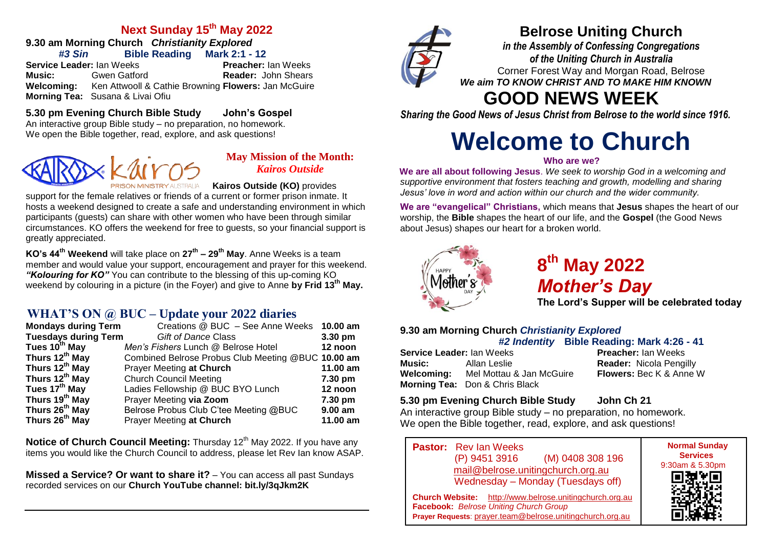# Belrose Uniting Church

*in the Assembly of Confessing Congregations of the Uniting Church in Australia*

Corner Forest Way and Morgan Road, Belrose

***We aim TO KNOW CHRIST AND TO MAKE HIM KNOWN***

# GOOD NEWS WEEK

***Sharing the Good News of Jesus Christ from Belrose to the world since 1916.***

# Welcome to Church

**Who are we?**

**We are all about following Jesus**. *We seek to worship God in a welcoming and supportive environment that fosters teaching and growth, modelling and sharing Jesus' love in word and action within our church and the wider community.*

**We are "evangelical" Christians,** which means that **Jesus** shapes the heart of our worship, the **Bible** shapes the heart of our life, and the **Gospel** (the Good News about Jesus) shapes our heart for a broken world.

## 8th May 2022 *Mother's Day*

**The Lord's Supper will be celebrated today**

### 9.30 am Morning Church *Christianity Explored*

***#2 Indentity*** **Bible Reading: Mark 4:26 - 41**

**Service Leader:** Ian Weeks — **Preacher:** Ian Weeks
**Music:** Allan Leslie — **Reader:** Nicola Pengilly
**Welcoming:** Mel Mottau & Jan McGuire — **Flowers:** Bec K & Anne W
**Morning Tea:** Don & Chris Black

### 5.30 pm Evening Church Bible Study — John Ch 21

An interactive group Bible study – no preparation, no homework. We open the Bible together, read, explore, and ask questions!

**Pastor:** Rev Ian Weeks
(P) 9451 3916 (M) 0408 308 196
mail@belrose.unitingchurch.org.au
Wednesday – Monday (Tuesdays off)

**Church Website:** http://www.belrose.unitingchurch.org.au
**Facebook:** *Belrose Uniting Church Group*
**Prayer Requests**: prayer.team@belrose.unitingchurch.org.au

**Normal Sunday Services**
9:30am & 5.30pm

## Next Sunday 15th May 2022

### 9.30 am Morning Church *Christianity Explored*

***#3 Sin*** **Bible Reading Mark 2:1 - 12**

**Service Leader:** Ian Weeks — **Preacher:** Ian Weeks
**Music:** Gwen Gatford — **Reader:** John Shears
**Welcoming:** Ken Attwooll & Cathie Browning — **Flowers:** Jan McGuire
**Morning Tea:** Susana & Livai Ofiu

### 5.30 pm Evening Church Bible Study — John's Gospel

An interactive group Bible study – no preparation, no homework. We open the Bible together, read, explore, and ask questions!

## May Mission of the Month: *Kairos Outside*

**Kairos Outside (KO)** provides support for the female relatives or friends of a current or former prison inmate. It hosts a weekend designed to create a safe and understanding environment in which participants (guests) can share with other women who have been through similar circumstances. KO offers the weekend for free to guests, so your financial support is greatly appreciated.

**KO's 44th Weekend** will take place on **27th – 29th May**. Anne Weeks is a team member and would value your support, encouragement and prayer for this weekend. ***"Kolouring for KO"*** You can contribute to the blessing of this up-coming KO weekend by colouring in a picture (in the Foyer) and give to Anne **by Frid 13th May.**

## WHAT'S ON @ BUC – Update your 2022 diaries

| | | |
|---|---|---|
| **Mondays during Term** | Creations @ BUC – See Anne Weeks | **10.00 am** |
| **Tuesdays during Term** | *Gift of Dance* Class | **3.30 pm** |
| **Tues 10th May** | *Men's Fishers* Lunch @ Belrose Hotel | **12 noon** |
| **Thurs 12th May** | Combined Belrose Probus Club Meeting @BUC | **10.00 am** |
| **Thurs 12th May** | Prayer Meeting **at Church** | **11.00 am** |
| **Thurs 12th May** | Church Council Meeting | **7.30 pm** |
| **Tues 17th May** | Ladies Fellowship @ BUC BYO Lunch | **12 noon** |
| **Thurs 19th May** | Prayer Meeting **via Zoom** | **7.30 pm** |
| **Thurs 26th May** | Belrose Probus Club C'tee Meeting @BUC | **9.00 am** |
| **Thurs 26th May** | Prayer Meeting **at Church** | **11.00 am** |

**Notice of Church Council Meeting:** Thursday 12th May 2022. If you have any items you would like the Church Council to address, please let Rev Ian know ASAP.

**Missed a Service? Or want to share it?** – You can access all past Sundays recorded services on our **Church YouTube channel: bit.ly/3qJkm2K**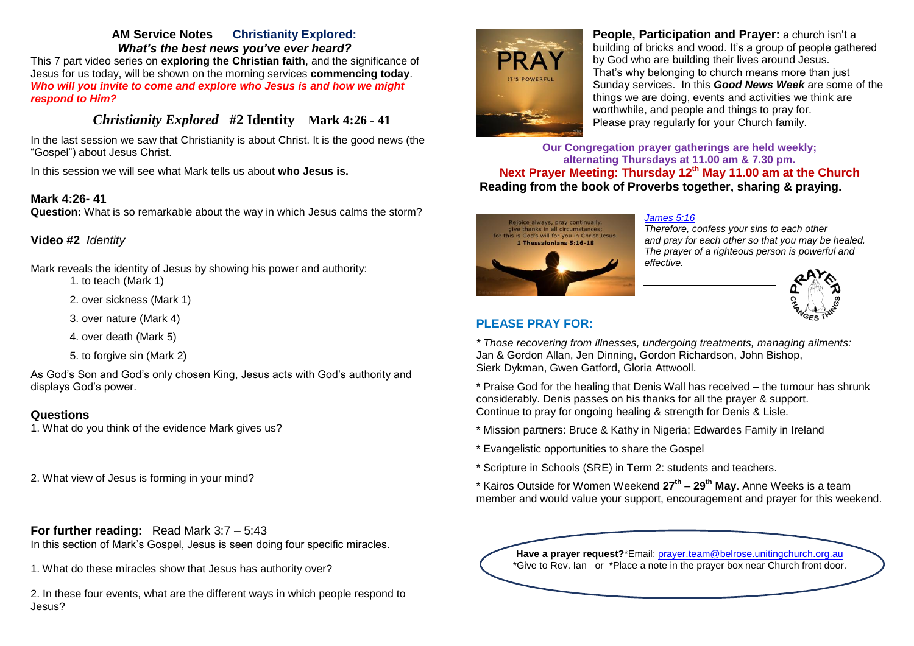## AM Service Notes **Christianity Explored:**
### *What's the best news you've ever heard?*

This 7 part video series on **exploring the Christian faith**, and the significance of Jesus for us today, will be shown on the morning services **commencing today**. ***Who will you invite to come and explore who Jesus is and how we might respond to Him?***

## *Christianity Explored* #2 Identity Mark 4:26 - 41

In the last session we saw that Christianity is about Christ. It is the good news (the "Gospel") about Jesus Christ.

In this session we will see what Mark tells us about **who Jesus is.**

### Mark 4:26- 41

**Question:** What is so remarkable about the way in which Jesus calms the storm?

### Video #2 *Identity*

Mark reveals the identity of Jesus by showing his power and authority:

1. to teach (Mark 1)
2. over sickness (Mark 1)
3. over nature (Mark 4)
4. over death (Mark 5)
5. to forgive sin (Mark 2)

As God's Son and God's only chosen King, Jesus acts with God's authority and displays God's power.

### Questions

1. What do you think of the evidence Mark gives us?

2. What view of Jesus is forming in your mind?

**For further reading:** Read Mark 3:7 – 5:43

In this section of Mark's Gospel, Jesus is seen doing four specific miracles.

1. What do these miracles show that Jesus has authority over?

2. In these four events, what are the different ways in which people respond to Jesus?

**People, Participation and Prayer:** a church isn't a building of bricks and wood. It's a group of people gathered by God who are building their lives around Jesus. That's why belonging to church means more than just Sunday services. In this ***Good News Week*** are some of the things we are doing, events and activities we think are worthwhile, and people and things to pray for. Please pray regularly for your Church family.

**Our Congregation prayer gatherings are held weekly; alternating Thursdays at 11.00 am & 7.30 pm.**
**Next Prayer Meeting: Thursday 12th May 11.00 am at the Church**
**Reading from the book of Proverbs together, sharing & praying.**

*James 5:16*
*Therefore, confess your sins to each other and pray for each other so that you may be healed. The prayer of a righteous person is powerful and effective.*

### PLEASE PRAY FOR:

\* *Those recovering from illnesses, undergoing treatments, managing ailments:* Jan & Gordon Allan, Jen Dinning, Gordon Richardson, John Bishop, Sierk Dykman, Gwen Gatford, Gloria Attwooll.

\* Praise God for the healing that Denis Wall has received – the tumour has shrunk considerably. Denis passes on his thanks for all the prayer & support. Continue to pray for ongoing healing & strength for Denis & Lisle.

\* Mission partners: Bruce & Kathy in Nigeria; Edwardes Family in Ireland

\* Evangelistic opportunities to share the Gospel

\* Scripture in Schools (SRE) in Term 2: students and teachers.

\* Kairos Outside for Women Weekend **27th – 29th May**. Anne Weeks is a team member and would value your support, encouragement and prayer for this weekend.

**Have a prayer request?**\*Email: prayer.team@belrose.unitingchurch.org.au
\*Give to Rev. Ian or \*Place a note in the prayer box near Church front door.